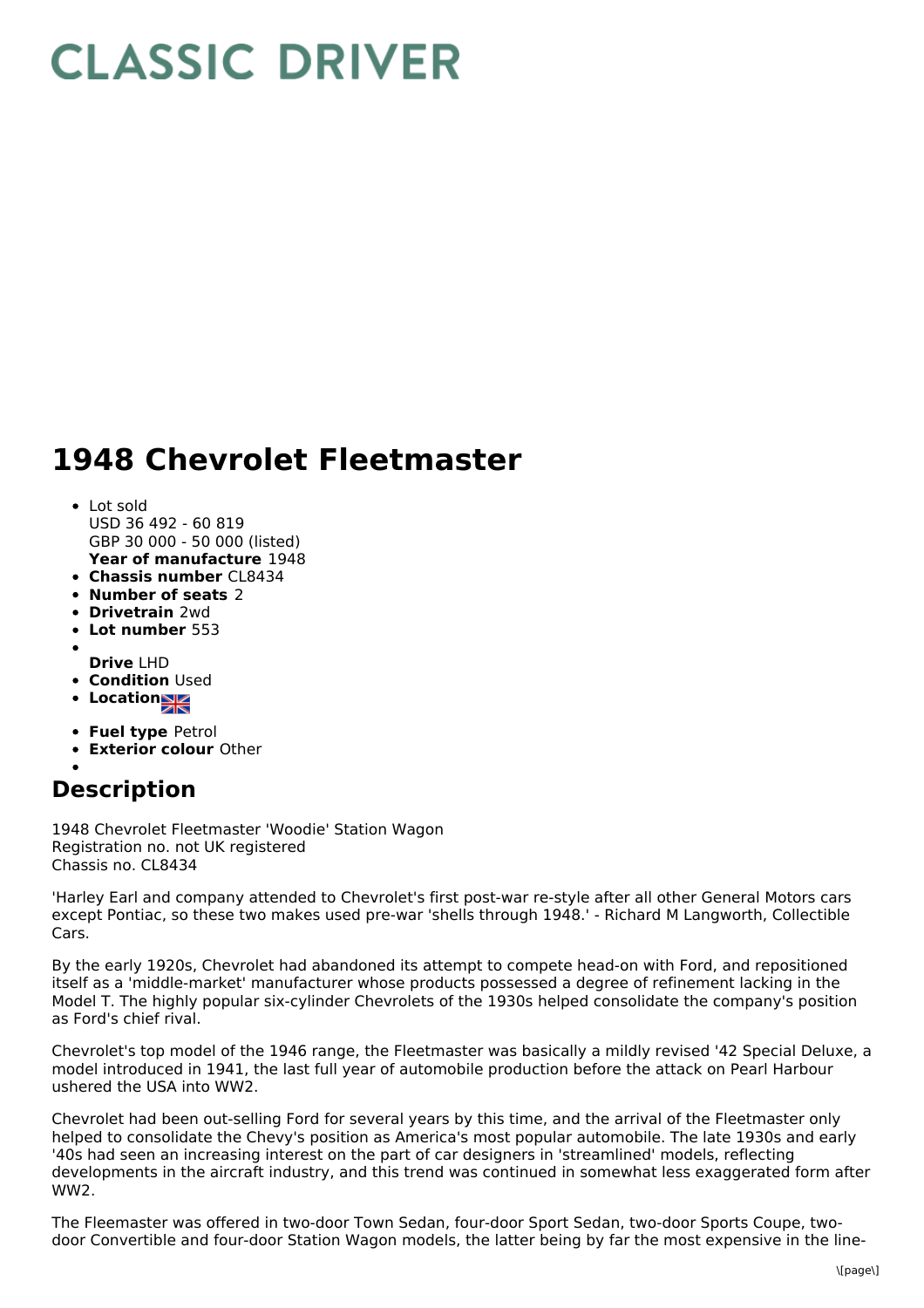# CLASSIC DRIVER

# 1948 Chevrolet Fleetmaster

- Lot sold
  USD 36 492 - 60 819
  GBP 30 000 - 50 000 (listed)
  **Year of manufacture** 1948
- **Chassis number** CL8434
- **Number of seats** 2
- **Drivetrain** 2wd
- **Lot number** 553
- **Drive** LHD
- **Condition** Used
- **Location**
- **Fuel type** Petrol
- **Exterior colour** Other

## Description

1948 Chevrolet Fleetmaster 'Woodie' Station Wagon
Registration no. not UK registered
Chassis no. CL8434

'Harley Earl and company attended to Chevrolet's first post-war re-style after all other General Motors cars except Pontiac, so these two makes used pre-war 'shells through 1948.' - Richard M Langworth, Collectible Cars.

By the early 1920s, Chevrolet had abandoned its attempt to compete head-on with Ford, and repositioned itself as a 'middle-market' manufacturer whose products possessed a degree of refinement lacking in the Model T. The highly popular six-cylinder Chevrolets of the 1930s helped consolidate the company's position as Ford's chief rival.

Chevrolet's top model of the 1946 range, the Fleetmaster was basically a mildly revised '42 Special Deluxe, a model introduced in 1941, the last full year of automobile production before the attack on Pearl Harbour ushered the USA into WW2.

Chevrolet had been out-selling Ford for several years by this time, and the arrival of the Fleetmaster only helped to consolidate the Chevy's position as America's most popular automobile. The late 1930s and early '40s had seen an increasing interest on the part of car designers in 'streamlined' models, reflecting developments in the aircraft industry, and this trend was continued in somewhat less exaggerated form after WW2.

The Fleemaster was offered in two-door Town Sedan, four-door Sport Sedan, two-door Sports Coupe, two-door Convertible and four-door Station Wagon models, the latter being by far the most expensive in the line-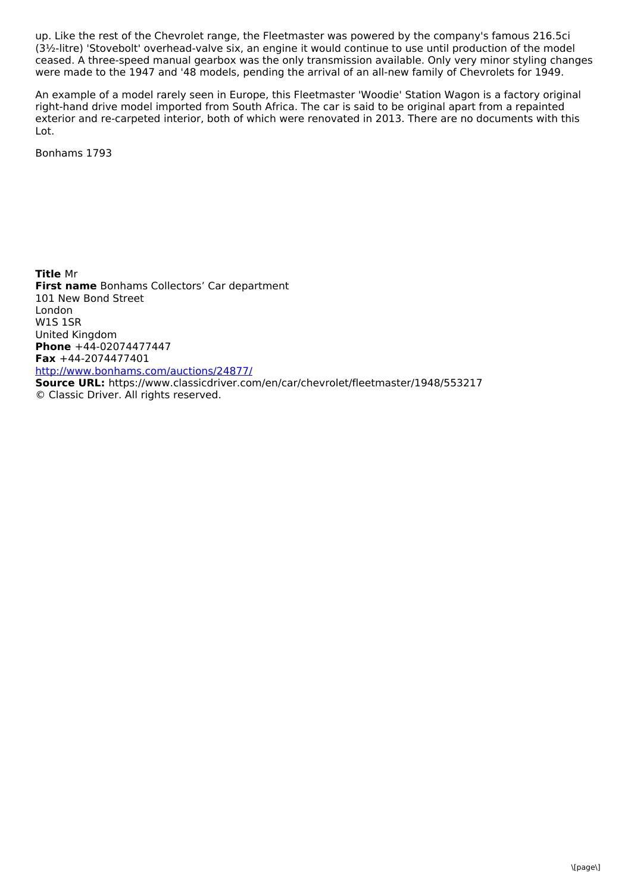up. Like the rest of the Chevrolet range, the Fleetmaster was powered by the company's famous 216.5ci (3½-litre) 'Stovebolt' overhead-valve six, an engine it would continue to use until production of the model ceased. A three-speed manual gearbox was the only transmission available. Only very minor styling changes were made to the 1947 and '48 models, pending the arrival of an all-new family of Chevrolets for 1949.

An example of a model rarely seen in Europe, this Fleetmaster 'Woodie' Station Wagon is a factory original right-hand drive model imported from South Africa. The car is said to be original apart from a repainted exterior and re-carpeted interior, both of which were renovated in 2013. There are no documents with this Lot.

Bonhams 1793

**Title** Mr
**First name** Bonhams Collectors' Car department
101 New Bond Street
London
W1S 1SR
United Kingdom
**Phone** +44-02074477447
**Fax** +44-2074477401
http://www.bonhams.com/auctions/24877/
**Source URL:** https://www.classicdriver.com/en/car/chevrolet/fleetmaster/1948/553217
© Classic Driver. All rights reserved.